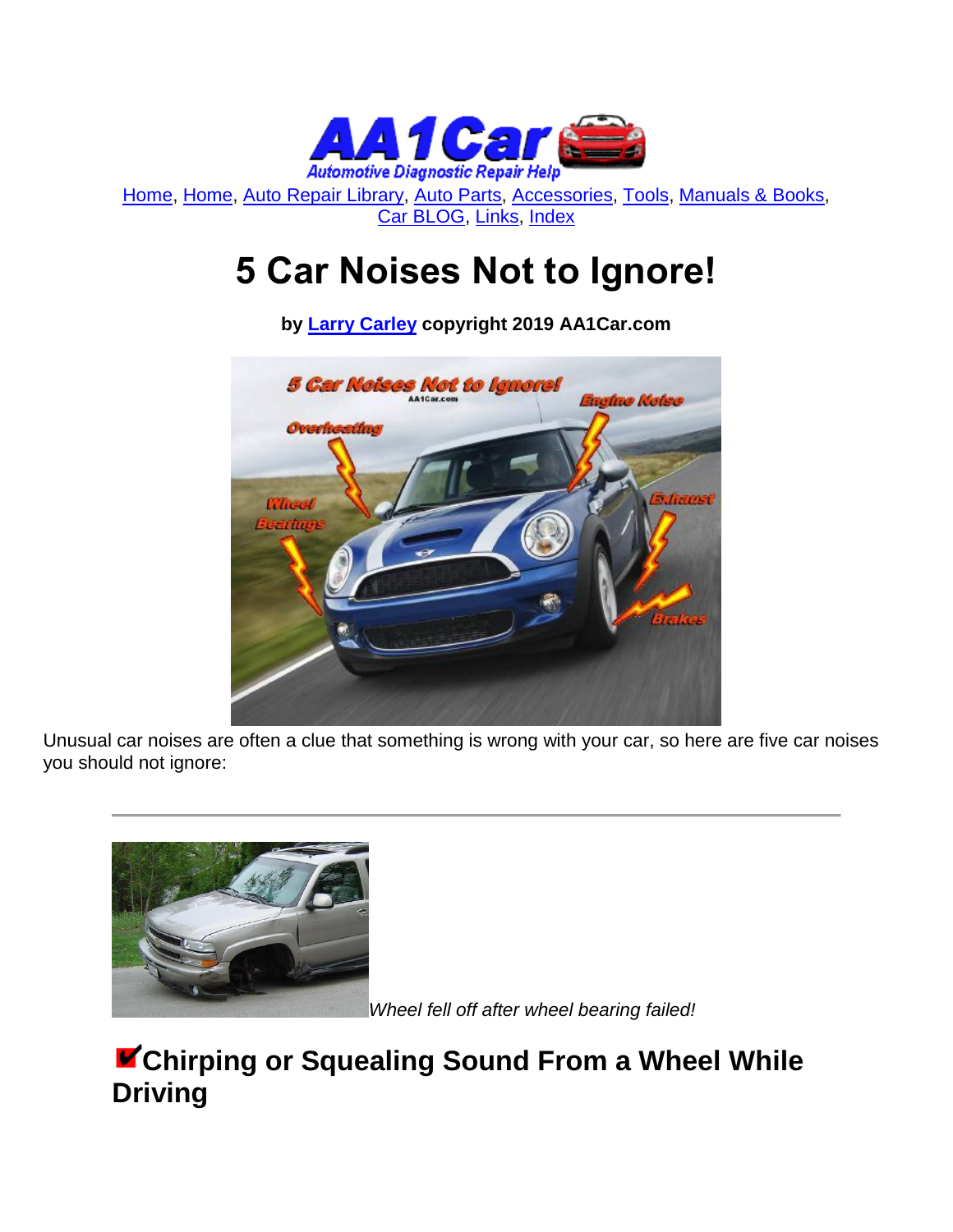Home, Home, Auto Repair Library, Auto Parts, Accessories, Tools, Manuals & Books, Car BLOG, Links, Index

# 5 Car Noises Not to Ignore!

**by Larry Carley copyright 2019 AA1Car.com**

Unusual car noises are often a clue that something is wrong with your car, so here are five car noises you should not ignore:

---

*Wheel fell off after wheel bearing failed!*

## Chirping or Squealing Sound From a Wheel While Driving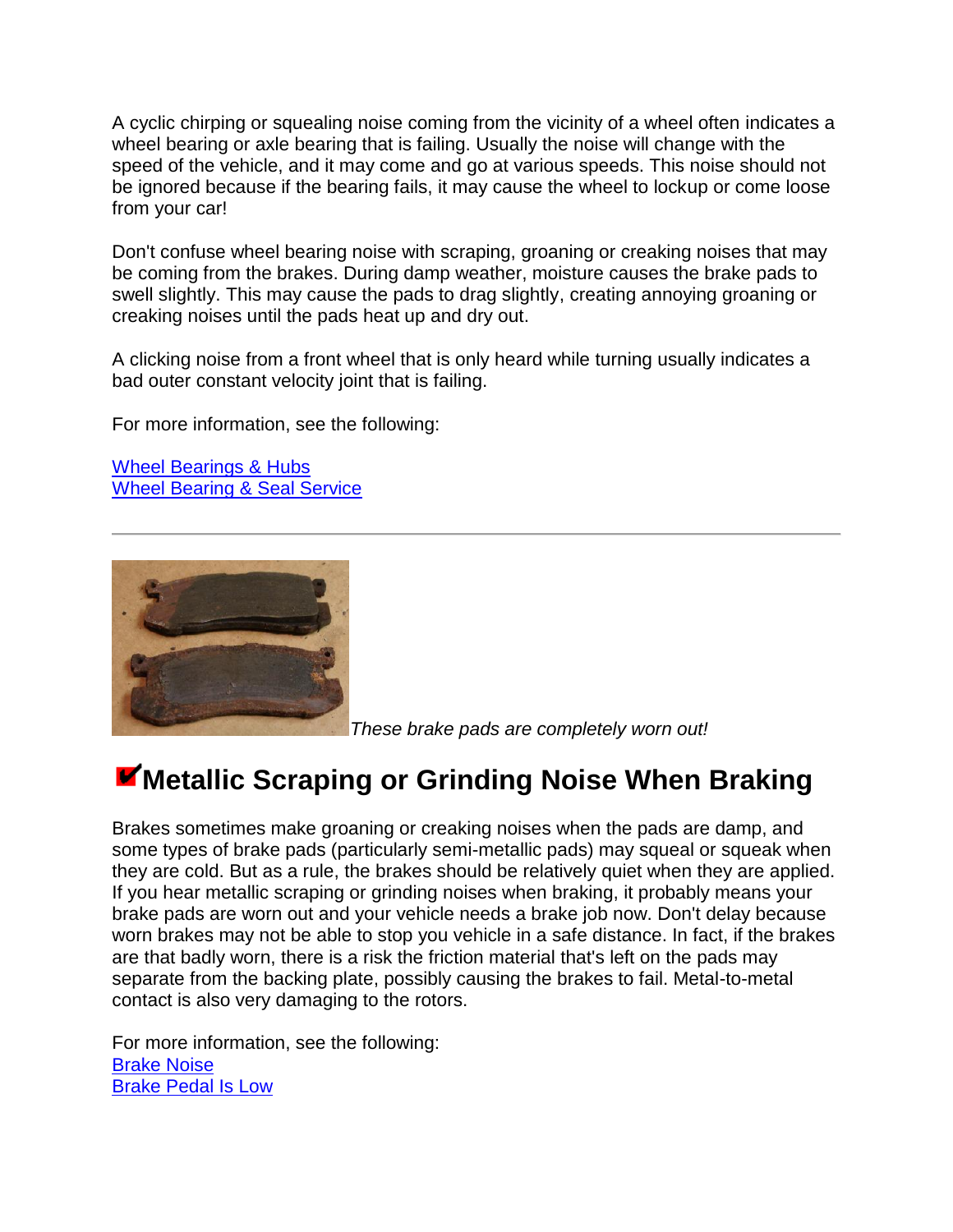A cyclic chirping or squealing noise coming from the vicinity of a wheel often indicates a wheel bearing or axle bearing that is failing. Usually the noise will change with the speed of the vehicle, and it may come and go at various speeds. This noise should not be ignored because if the bearing fails, it may cause the wheel to lockup or come loose from your car!

Don't confuse wheel bearing noise with scraping, groaning or creaking noises that may be coming from the brakes. During damp weather, moisture causes the brake pads to swell slightly. This may cause the pads to drag slightly, creating annoying groaning or creaking noises until the pads heat up and dry out.

A clicking noise from a front wheel that is only heard while turning usually indicates a bad outer constant velocity joint that is failing.

For more information, see the following:

Wheel Bearings & Hubs
Wheel Bearing & Seal Service

---

*These brake pads are completely worn out!*

## ✔Metallic Scraping or Grinding Noise When Braking

Brakes sometimes make groaning or creaking noises when the pads are damp, and some types of brake pads (particularly semi-metallic pads) may squeal or squeak when they are cold. But as a rule, the brakes should be relatively quiet when they are applied. If you hear metallic scraping or grinding noises when braking, it probably means your brake pads are worn out and your vehicle needs a brake job now. Don't delay because worn brakes may not be able to stop you vehicle in a safe distance. In fact, if the brakes are that badly worn, there is a risk the friction material that's left on the pads may separate from the backing plate, possibly causing the brakes to fail. Metal-to-metal contact is also very damaging to the rotors.

For more information, see the following:
Brake Noise
Brake Pedal Is Low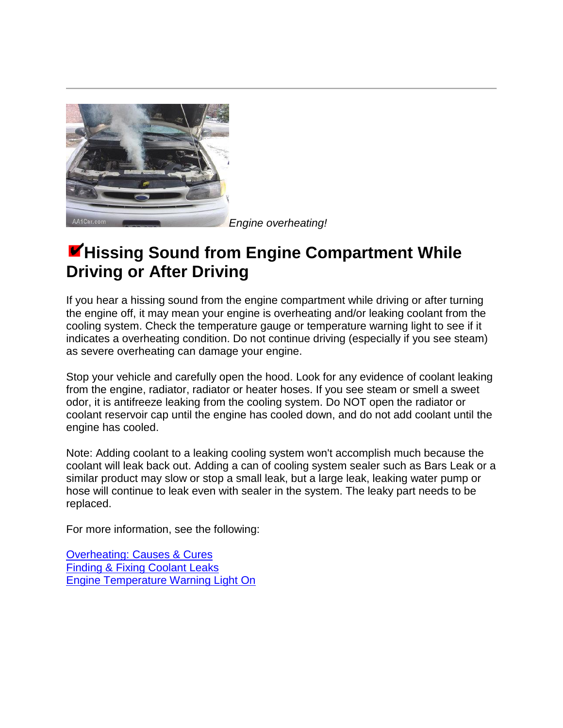*Engine overheating!*

## ✔Hissing Sound from Engine Compartment While Driving or After Driving

If you hear a hissing sound from the engine compartment while driving or after turning the engine off, it may mean your engine is overheating and/or leaking coolant from the cooling system. Check the temperature gauge or temperature warning light to see if it indicates a overheating condition. Do not continue driving (especially if you see steam) as severe overheating can damage your engine.

Stop your vehicle and carefully open the hood. Look for any evidence of coolant leaking from the engine, radiator, radiator or heater hoses. If you see steam or smell a sweet odor, it is antifreeze leaking from the cooling system. Do NOT open the radiator or coolant reservoir cap until the engine has cooled down, and do not add coolant until the engine has cooled.

Note: Adding coolant to a leaking cooling system won't accomplish much because the coolant will leak back out. Adding a can of cooling system sealer such as Bars Leak or a similar product may slow or stop a small leak, but a large leak, leaking water pump or hose will continue to leak even with sealer in the system. The leaky part needs to be replaced.

For more information, see the following:

Overheating: Causes & Cures
Finding & Fixing Coolant Leaks
Engine Temperature Warning Light On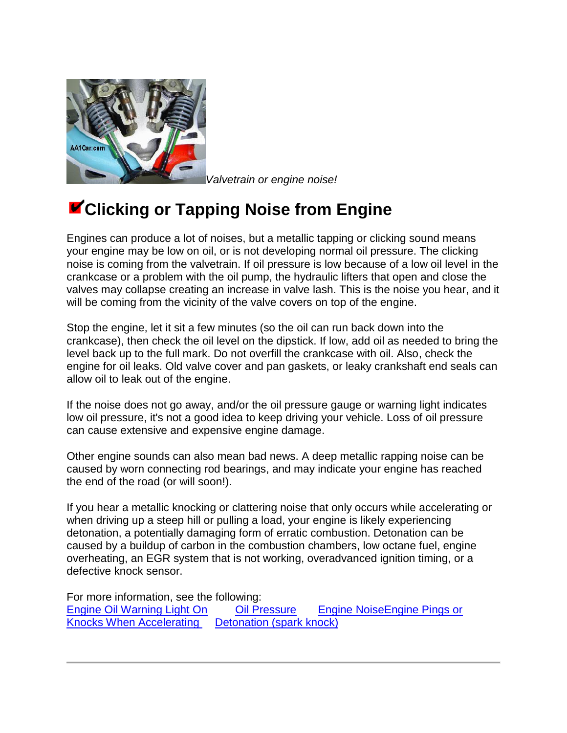*Valvetrain or engine noise!*

## Clicking or Tapping Noise from Engine

Engines can produce a lot of noises, but a metallic tapping or clicking sound means your engine may be low on oil, or is not developing normal oil pressure. The clicking noise is coming from the valvetrain. If oil pressure is low because of a low oil level in the crankcase or a problem with the oil pump, the hydraulic lifters that open and close the valves may collapse creating an increase in valve lash. This is the noise you hear, and it will be coming from the vicinity of the valve covers on top of the engine.

Stop the engine, let it sit a few minutes (so the oil can run back down into the crankcase), then check the oil level on the dipstick. If low, add oil as needed to bring the level back up to the full mark. Do not overfill the crankcase with oil. Also, check the engine for oil leaks. Old valve cover and pan gaskets, or leaky crankshaft end seals can allow oil to leak out of the engine.

If the noise does not go away, and/or the oil pressure gauge or warning light indicates low oil pressure, it's not a good idea to keep driving your vehicle. Loss of oil pressure can cause extensive and expensive engine damage.

Other engine sounds can also mean bad news. A deep metallic rapping noise can be caused by worn connecting rod bearings, and may indicate your engine has reached the end of the road (or will soon!).

If you hear a metallic knocking or clattering noise that only occurs while accelerating or when driving up a steep hill or pulling a load, your engine is likely experiencing detonation, a potentially damaging form of erratic combustion. Detonation can be caused by a buildup of carbon in the combustion chambers, low octane fuel, engine overheating, an EGR system that is not working, overadvanced ignition timing, or a defective knock sensor.

For more information, see the following:
Engine Oil Warning Light On    Oil Pressure    Engine NoiseEngine Pings or Knocks When Accelerating    Detonation (spark knock)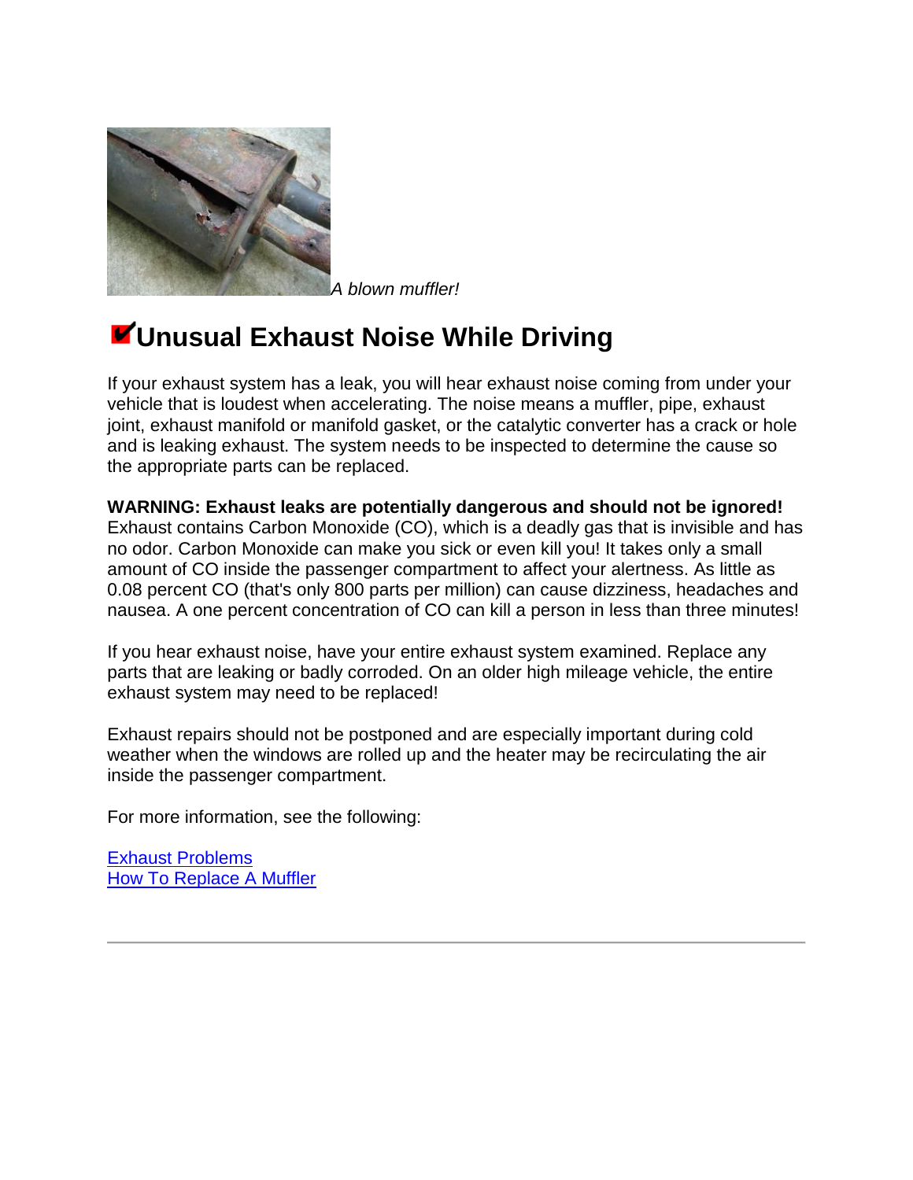*A blown muffler!*

## ✔Unusual Exhaust Noise While Driving

If your exhaust system has a leak, you will hear exhaust noise coming from under your vehicle that is loudest when accelerating. The noise means a muffler, pipe, exhaust joint, exhaust manifold or manifold gasket, or the catalytic converter has a crack or hole and is leaking exhaust. The system needs to be inspected to determine the cause so the appropriate parts can be replaced.

**WARNING: Exhaust leaks are potentially dangerous and should not be ignored!** Exhaust contains Carbon Monoxide (CO), which is a deadly gas that is invisible and has no odor. Carbon Monoxide can make you sick or even kill you! It takes only a small amount of CO inside the passenger compartment to affect your alertness. As little as 0.08 percent CO (that's only 800 parts per million) can cause dizziness, headaches and nausea. A one percent concentration of CO can kill a person in less than three minutes!

If you hear exhaust noise, have your entire exhaust system examined. Replace any parts that are leaking or badly corroded. On an older high mileage vehicle, the entire exhaust system may need to be replaced!

Exhaust repairs should not be postponed and are especially important during cold weather when the windows are rolled up and the heater may be recirculating the air inside the passenger compartment.

For more information, see the following:

Exhaust Problems
How To Replace A Muffler

---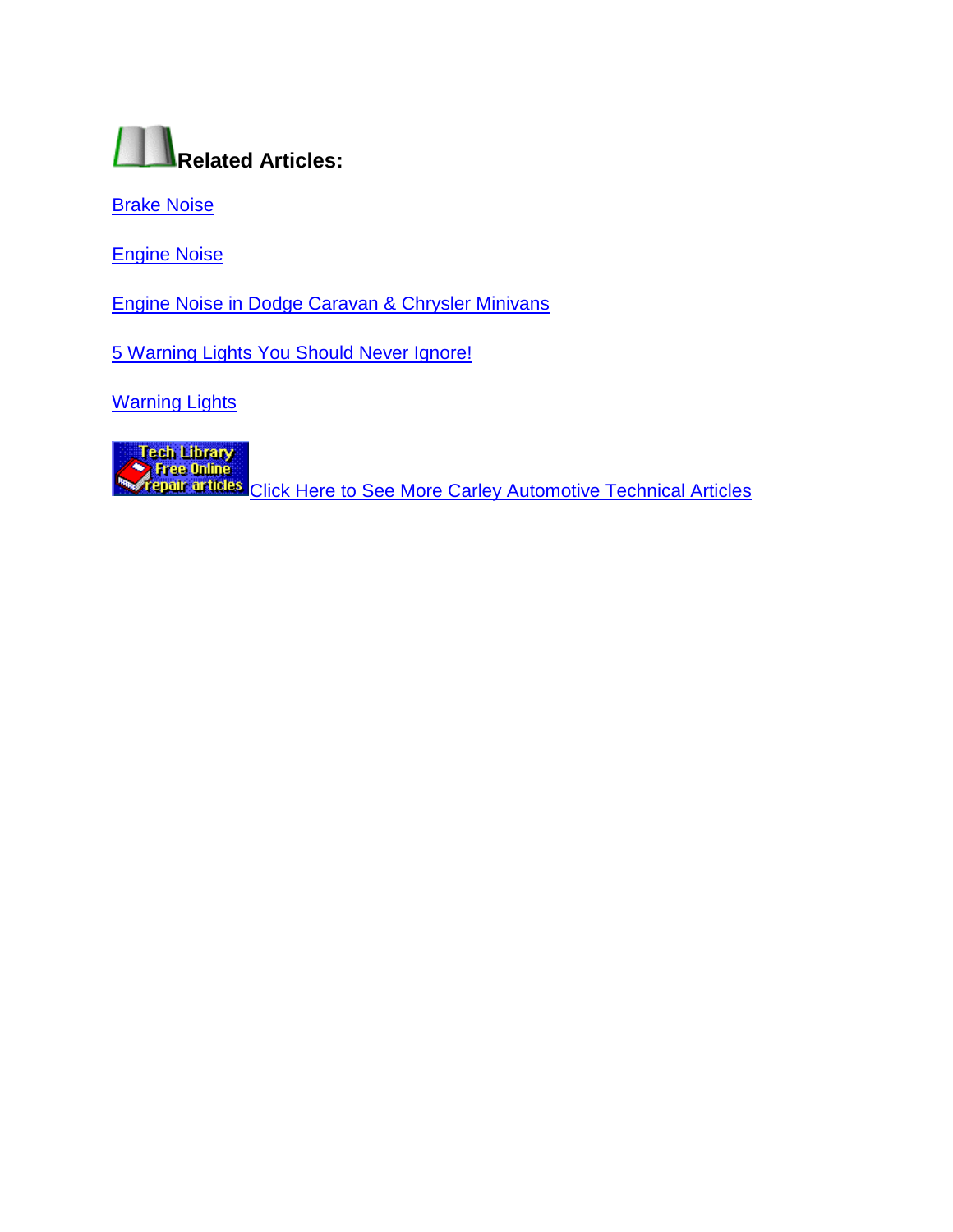## Related Articles:

Brake Noise

Engine Noise

Engine Noise in Dodge Caravan & Chrysler Minivans

5 Warning Lights You Should Never Ignore!

Warning Lights

Click Here to See More Carley Automotive Technical Articles